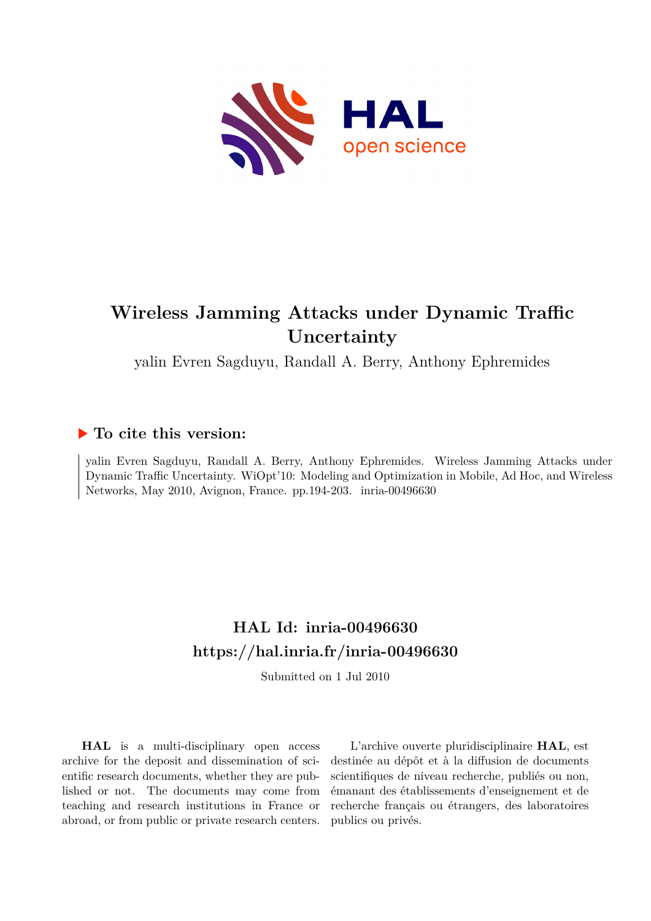# Wireless Jamming Attacks under Dynamic Traffic Uncertainty

yalin Evren Sagduyu, Randall A. Berry, Anthony Ephremides

## ▶ To cite this version:

yalin Evren Sagduyu, Randall A. Berry, Anthony Ephremides. Wireless Jamming Attacks under Dynamic Traffic Uncertainty. WiOpt'10: Modeling and Optimization in Mobile, Ad Hoc, and Wireless Networks, May 2010, Avignon, France. pp.194-203. inria-00496630

## HAL Id: inria-00496630
## https://hal.inria.fr/inria-00496630

Submitted on 1 Jul 2010

**HAL** is a multi-disciplinary open access archive for the deposit and dissemination of scientific research documents, whether they are published or not. The documents may come from teaching and research institutions in France or abroad, or from public or private research centers.

L'archive ouverte pluridisciplinaire **HAL**, est destinée au dépôt et à la diffusion de documents scientifiques de niveau recherche, publiés ou non, émanant des établissements d'enseignement et de recherche français ou étrangers, des laboratoires publics ou privés.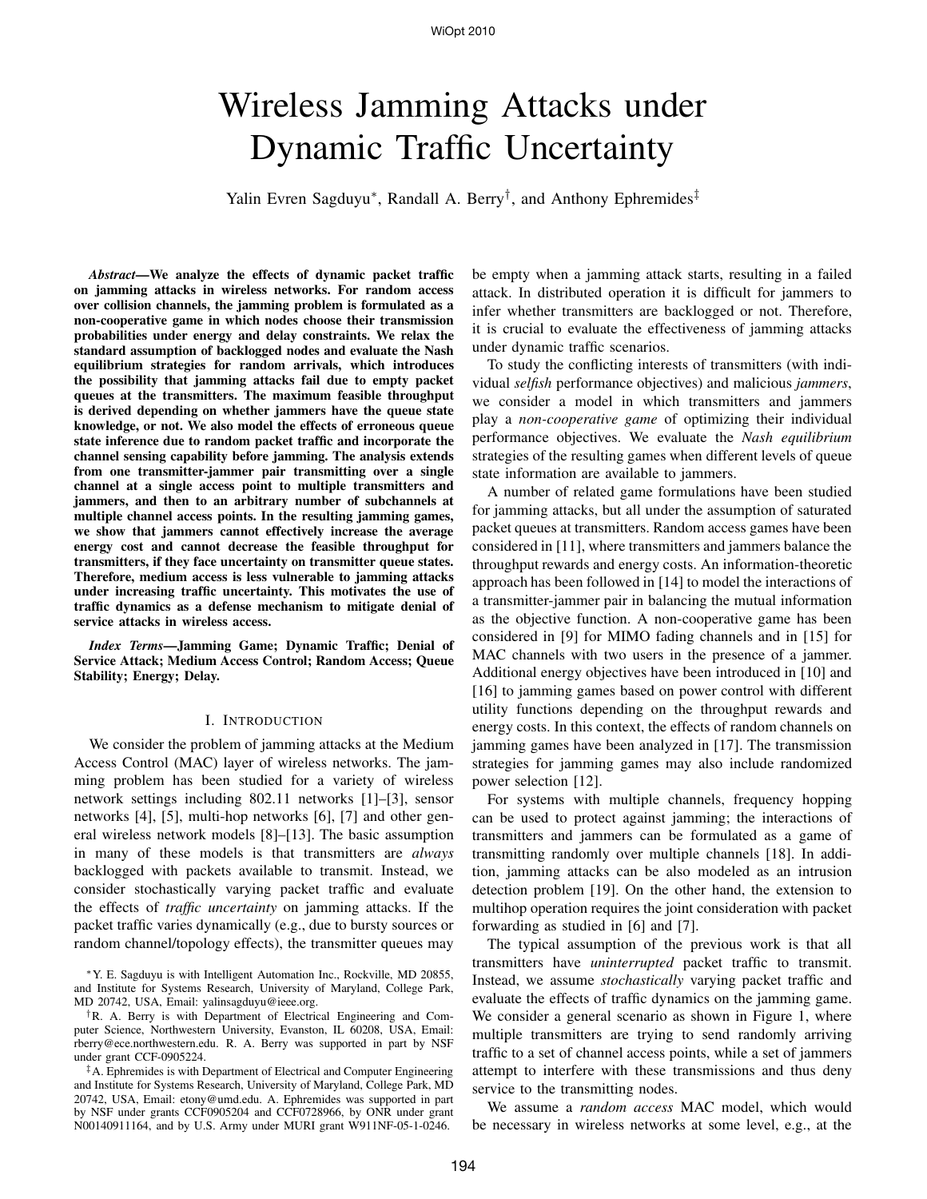# Wireless Jamming Attacks under Dynamic Traffic Uncertainty

Yalin Evren Sagduyu*, Randall A. Berry†, and Anthony Ephremides‡

***Abstract*—We analyze the effects of dynamic packet traffic on jamming attacks in wireless networks. For random access over collision channels, the jamming problem is formulated as a non-cooperative game in which nodes choose their transmission probabilities under energy and delay constraints. We relax the standard assumption of backlogged nodes and evaluate the Nash equilibrium strategies for random arrivals, which introduces the possibility that jamming attacks fail due to empty packet queues at the transmitters. The maximum feasible throughput is derived depending on whether jammers have the queue state knowledge, or not. We also model the effects of erroneous queue state inference due to random packet traffic and incorporate the channel sensing capability before jamming. The analysis extends from one transmitter-jammer pair transmitting over a single channel at a single access point to multiple transmitters and jammers, and then to an arbitrary number of subchannels at multiple channel access points. In the resulting jamming games, we show that jammers cannot effectively increase the average energy cost and cannot decrease the feasible throughput for transmitters, if they face uncertainty on transmitter queue states. Therefore, medium access is less vulnerable to jamming attacks under increasing traffic uncertainty. This motivates the use of traffic dynamics as a defense mechanism to mitigate denial of service attacks in wireless access.**

***Index Terms*—Jamming Game; Dynamic Traffic; Denial of Service Attack; Medium Access Control; Random Access; Queue Stability; Energy; Delay.**

## I. Introduction

We consider the problem of jamming attacks at the Medium Access Control (MAC) layer of wireless networks. The jamming problem has been studied for a variety of wireless network settings including 802.11 networks [1]–[3], sensor networks [4], [5], multi-hop networks [6], [7] and other general wireless network models [8]–[13]. The basic assumption in many of these models is that transmitters are *always* backlogged with packets available to transmit. Instead, we consider stochastically varying packet traffic and evaluate the effects of *traffic uncertainty* on jamming attacks. If the packet traffic varies dynamically (e.g., due to bursty sources or random channel/topology effects), the transmitter queues may be empty when a jamming attack starts, resulting in a failed attack. In distributed operation it is difficult for jammers to infer whether transmitters are backlogged or not. Therefore, it is crucial to evaluate the effectiveness of jamming attacks under dynamic traffic scenarios.

To study the conflicting interests of transmitters (with individual *selfish* performance objectives) and malicious *jammers*, we consider a model in which transmitters and jammers play a *non-cooperative game* of optimizing their individual performance objectives. We evaluate the *Nash equilibrium* strategies of the resulting games when different levels of queue state information are available to jammers.

A number of related game formulations have been studied for jamming attacks, but all under the assumption of saturated packet queues at transmitters. Random access games have been considered in [11], where transmitters and jammers balance the throughput rewards and energy costs. An information-theoretic approach has been followed in [14] to model the interactions of a transmitter-jammer pair in balancing the mutual information as the objective function. A non-cooperative game has been considered in [9] for MIMO fading channels and in [15] for MAC channels with two users in the presence of a jammer. Additional energy objectives have been introduced in [10] and [16] to jamming games based on power control with different utility functions depending on the throughput rewards and energy costs. In this context, the effects of random channels on jamming games have been analyzed in [17]. The transmission strategies for jamming games may also include randomized power selection [12].

For systems with multiple channels, frequency hopping can be used to protect against jamming; the interactions of transmitters and jammers can be formulated as a game of transmitting randomly over multiple channels [18]. In addition, jamming attacks can be also modeled as an intrusion detection problem [19]. On the other hand, the extension to multihop operation requires the joint consideration with packet forwarding as studied in [6] and [7].

The typical assumption of the previous work is that all transmitters have *uninterrupted* packet traffic to transmit. Instead, we assume *stochastically* varying packet traffic and evaluate the effects of traffic dynamics on the jamming game. We consider a general scenario as shown in Figure 1, where multiple transmitters are trying to send randomly arriving traffic to a set of channel access points, while a set of jammers attempt to interfere with these transmissions and thus deny service to the transmitting nodes.

We assume a *random access* MAC model, which would be necessary in wireless networks at some level, e.g., at the

*Y. E. Sagduyu is with Intelligent Automation Inc., Rockville, MD 20855, and Institute for Systems Research, University of Maryland, College Park, MD 20742, USA, Email: yalinsagduyu@ieee.org.

†R. A. Berry is with Department of Electrical Engineering and Computer Science, Northwestern University, Evanston, IL 60208, USA, Email: rberry@ece.northwestern.edu. R. A. Berry was supported in part by NSF under grant CCF-0905224.

‡A. Ephremides is with Department of Electrical and Computer Engineering and Institute for Systems Research, University of Maryland, College Park, MD 20742, USA, Email: etony@umd.edu. A. Ephremides was supported in part by NSF under grants CCF0905204 and CCF0728966, by ONR under grant N00140911164, and by U.S. Army under MURI grant W911NF-05-1-0246.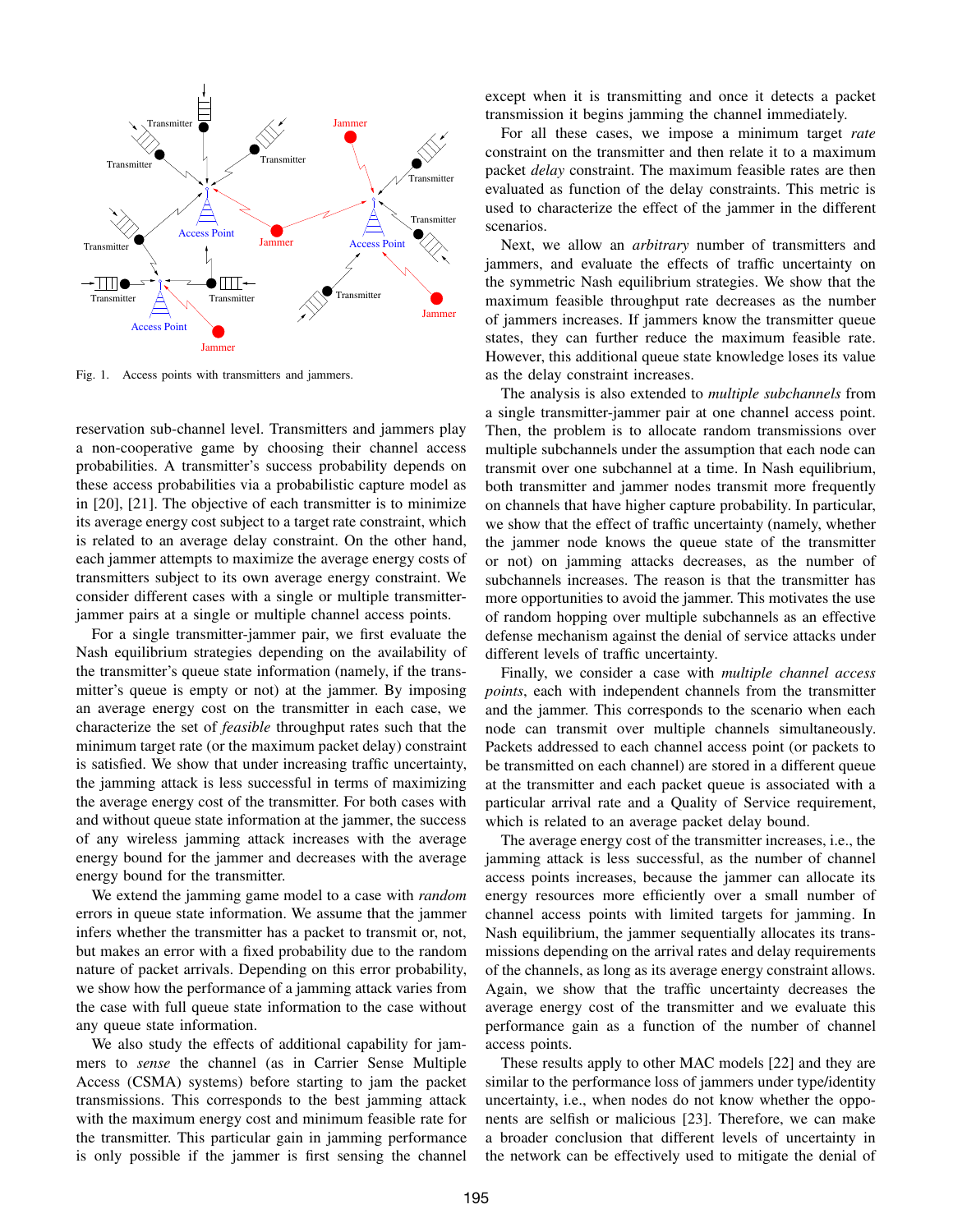Fig. 1. Access points with transmitters and jammers.

reservation sub-channel level. Transmitters and jammers play a non-cooperative game by choosing their channel access probabilities. A transmitter's success probability depends on these access probabilities via a probabilistic capture model as in [20], [21]. The objective of each transmitter is to minimize its average energy cost subject to a target rate constraint, which is related to an average delay constraint. On the other hand, each jammer attempts to maximize the average energy costs of transmitters subject to its own average energy constraint. We consider different cases with a single or multiple transmitter-jammer pairs at a single or multiple channel access points.

For a single transmitter-jammer pair, we first evaluate the Nash equilibrium strategies depending on the availability of the transmitter's queue state information (namely, if the transmitter's queue is empty or not) at the jammer. By imposing an average energy cost on the transmitter in each case, we characterize the set of *feasible* throughput rates such that the minimum target rate (or the maximum packet delay) constraint is satisfied. We show that under increasing traffic uncertainty, the jamming attack is less successful in terms of maximizing the average energy cost of the transmitter. For both cases with and without queue state information at the jammer, the success of any wireless jamming attack increases with the average energy bound for the jammer and decreases with the average energy bound for the transmitter.

We extend the jamming game model to a case with *random* errors in queue state information. We assume that the jammer infers whether the transmitter has a packet to transmit or, not, but makes an error with a fixed probability due to the random nature of packet arrivals. Depending on this error probability, we show how the performance of a jamming attack varies from the case with full queue state information to the case without any queue state information.

We also study the effects of additional capability for jammers to *sense* the channel (as in Carrier Sense Multiple Access (CSMA) systems) before starting to jam the packet transmissions. This corresponds to the best jamming attack with the maximum energy cost and minimum feasible rate for the transmitter. This particular gain in jamming performance is only possible if the jammer is first sensing the channel except when it is transmitting and once it detects a packet transmission it begins jamming the channel immediately.

For all these cases, we impose a minimum target *rate* constraint on the transmitter and then relate it to a maximum packet *delay* constraint. The maximum feasible rates are then evaluated as function of the delay constraints. This metric is used to characterize the effect of the jammer in the different scenarios.

Next, we allow an *arbitrary* number of transmitters and jammers, and evaluate the effects of traffic uncertainty on the symmetric Nash equilibrium strategies. We show that the maximum feasible throughput rate decreases as the number of jammers increases. If jammers know the transmitter queue states, they can further reduce the maximum feasible rate. However, this additional queue state knowledge loses its value as the delay constraint increases.

The analysis is also extended to *multiple subchannels* from a single transmitter-jammer pair at one channel access point. Then, the problem is to allocate random transmissions over multiple subchannels under the assumption that each node can transmit over one subchannel at a time. In Nash equilibrium, both transmitter and jammer nodes transmit more frequently on channels that have higher capture probability. In particular, we show that the effect of traffic uncertainty (namely, whether the jammer node knows the queue state of the transmitter or not) on jamming attacks decreases, as the number of subchannels increases. The reason is that the transmitter has more opportunities to avoid the jammer. This motivates the use of random hopping over multiple subchannels as an effective defense mechanism against the denial of service attacks under different levels of traffic uncertainty.

Finally, we consider a case with *multiple channel access points*, each with independent channels from the transmitter and the jammer. This corresponds to the scenario when each node can transmit over multiple channels simultaneously. Packets addressed to each channel access point (or packets to be transmitted on each channel) are stored in a different queue at the transmitter and each packet queue is associated with a particular arrival rate and a Quality of Service requirement, which is related to an average packet delay bound.

The average energy cost of the transmitter increases, i.e., the jamming attack is less successful, as the number of channel access points increases, because the jammer can allocate its energy resources more efficiently over a small number of channel access points with limited targets for jamming. In Nash equilibrium, the jammer sequentially allocates its transmissions depending on the arrival rates and delay requirements of the channels, as long as its average energy constraint allows. Again, we show that the traffic uncertainty decreases the average energy cost of the transmitter and we evaluate this performance gain as a function of the number of channel access points.

These results apply to other MAC models [22] and they are similar to the performance loss of jammers under type/identity uncertainty, i.e., when nodes do not know whether the opponents are selfish or malicious [23]. Therefore, we can make a broader conclusion that different levels of uncertainty in the network can be effectively used to mitigate the denial of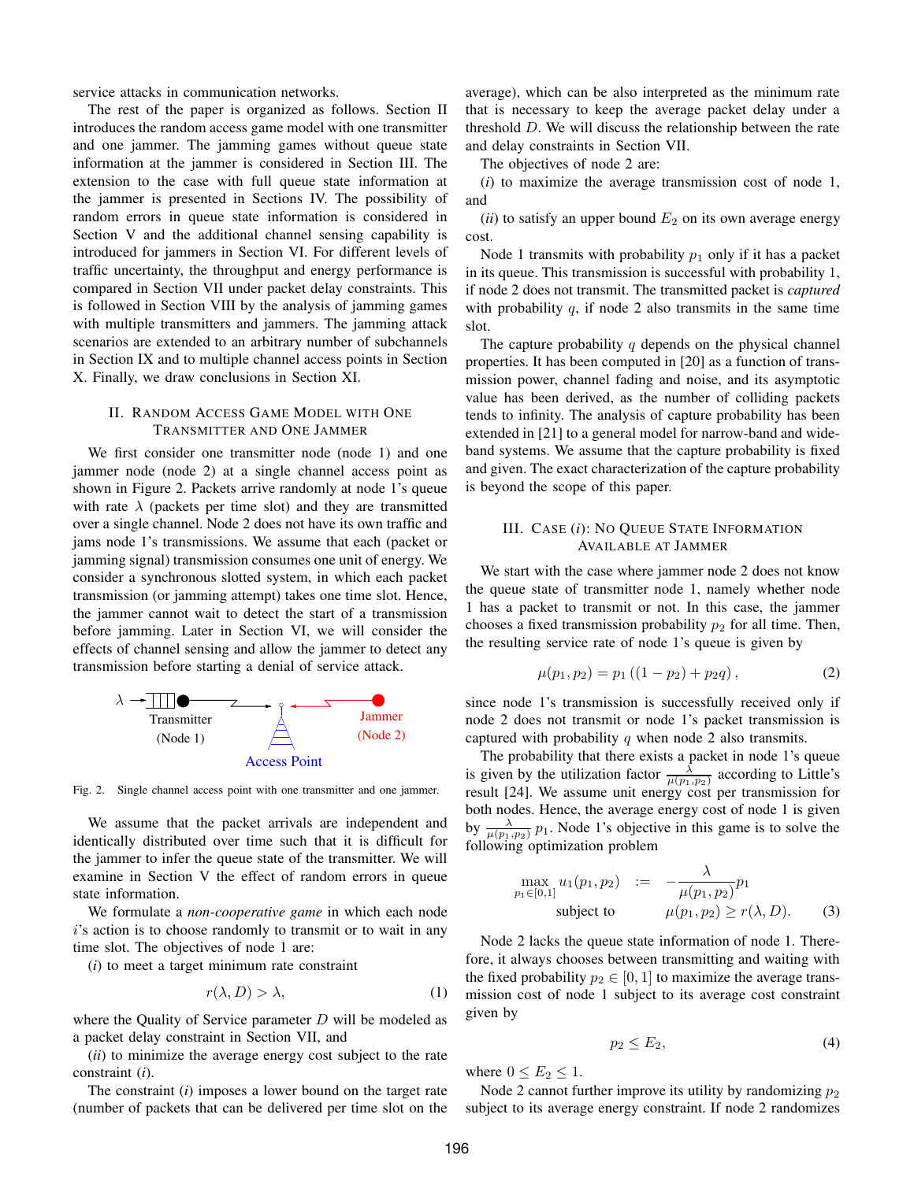service attacks in communication networks.

The rest of the paper is organized as follows. Section II introduces the random access game model with one transmitter and one jammer. The jamming games without queue state information at the jammer is considered in Section III. The extension to the case with full queue state information at the jammer is presented in Sections IV. The possibility of random errors in queue state information is considered in Section V and the additional channel sensing capability is introduced for jammers in Section VI. For different levels of traffic uncertainty, the throughput and energy performance is compared in Section VII under packet delay constraints. This is followed in Section VIII by the analysis of jamming games with multiple transmitters and jammers. The jamming attack scenarios are extended to an arbitrary number of subchannels in Section IX and to multiple channel access points in Section X. Finally, we draw conclusions in Section XI.

## II. Random Access Game Model with One Transmitter and One Jammer

We first consider one transmitter node (node 1) and one jammer node (node 2) at a single channel access point as shown in Figure 2. Packets arrive randomly at node 1's queue with rate $\lambda$ (packets per time slot) and they are transmitted over a single channel. Node 2 does not have its own traffic and jams node 1's transmissions. We assume that each (packet or jamming signal) transmission consumes one unit of energy. We consider a synchronous slotted system, in which each packet transmission (or jamming attempt) takes one time slot. Hence, the jammer cannot wait to detect the start of a transmission before jamming. Later in Section VI, we will consider the effects of channel sensing and allow the jammer to detect any transmission before starting a denial of service attack.

$\lambda$ Transmitter (Node 1) — Access Point — Jammer (Node 2)

Fig. 2. Single channel access point with one transmitter and one jammer.

We assume that the packet arrivals are independent and identically distributed over time such that it is difficult for the jammer to infer the queue state of the transmitter. We will examine in Section V the effect of random errors in queue state information.

We formulate a *non-cooperative game* in which each node $i$'s action is to choose randomly to transmit or to wait in any time slot. The objectives of node 1 are:

(*i*) to meet a target minimum rate constraint

$$r(\lambda, D) > \lambda, \tag{1}$$

where the Quality of Service parameter $D$ will be modeled as a packet delay constraint in Section VII, and

(*ii*) to minimize the average energy cost subject to the rate constraint (*i*).

The constraint (*i*) imposes a lower bound on the target rate (number of packets that can be delivered per time slot on the average), which can be also interpreted as the minimum rate that is necessary to keep the average packet delay under a threshold $D$. We will discuss the relationship between the rate and delay constraints in Section VII.

The objectives of node 2 are:

(*i*) to maximize the average transmission cost of node 1, and

(*ii*) to satisfy an upper bound $E_2$ on its own average energy cost.

Node 1 transmits with probability $p_1$ only if it has a packet in its queue. This transmission is successful with probability 1, if node 2 does not transmit. The transmitted packet is *captured* with probability $q$, if node 2 also transmits in the same time slot.

The capture probability $q$ depends on the physical channel properties. It has been computed in [20] as a function of transmission power, channel fading and noise, and its asymptotic value has been derived, as the number of colliding packets tends to infinity. The analysis of capture probability has been extended in [21] to a general model for narrow-band and wide-band systems. We assume that the capture probability is fixed and given. The exact characterization of the capture probability is beyond the scope of this paper.

## III. Case (*i*): No Queue State Information Available at Jammer

We start with the case where jammer node 2 does not know the queue state of transmitter node 1, namely whether node 1 has a packet to transmit or not. In this case, the jammer chooses a fixed transmission probability $p_2$ for all time. Then, the resulting service rate of node 1's queue is given by

$$\mu(p_1, p_2) = p_1 \left((1 - p_2) + p_2 q\right), \tag{2}$$

since node 1's transmission is successfully received only if node 2 does not transmit or node 1's packet transmission is captured with probability $q$ when node 2 also transmits.

The probability that there exists a packet in node 1's queue is given by the utilization factor $\frac{\lambda}{\mu(p_1,p_2)}$ according to Little's result [24]. We assume unit energy cost per transmission for both nodes. Hence, the average energy cost of node 1 is given by $\frac{\lambda}{\mu(p_1,p_2)} p_1$. Node 1's objective in this game is to solve the following optimization problem

$$\begin{aligned} \max_{p_1 \in [0,1]} u_1(p_1, p_2) \quad &:= \quad -\frac{\lambda}{\mu(p_1, p_2)} p_1 \\ \text{subject to} \quad & \quad \mu(p_1, p_2) \geq r(\lambda, D). \end{aligned} \tag{3}$$

Node 2 lacks the queue state information of node 1. Therefore, it always chooses between transmitting and waiting with the fixed probability $p_2 \in [0, 1]$ to maximize the average transmission cost of node 1 subject to its average cost constraint given by

$$p_2 \leq E_2, \tag{4}$$

where $0 \leq E_2 \leq 1$.

Node 2 cannot further improve its utility by randomizing $p_2$ subject to its average energy constraint. If node 2 randomizes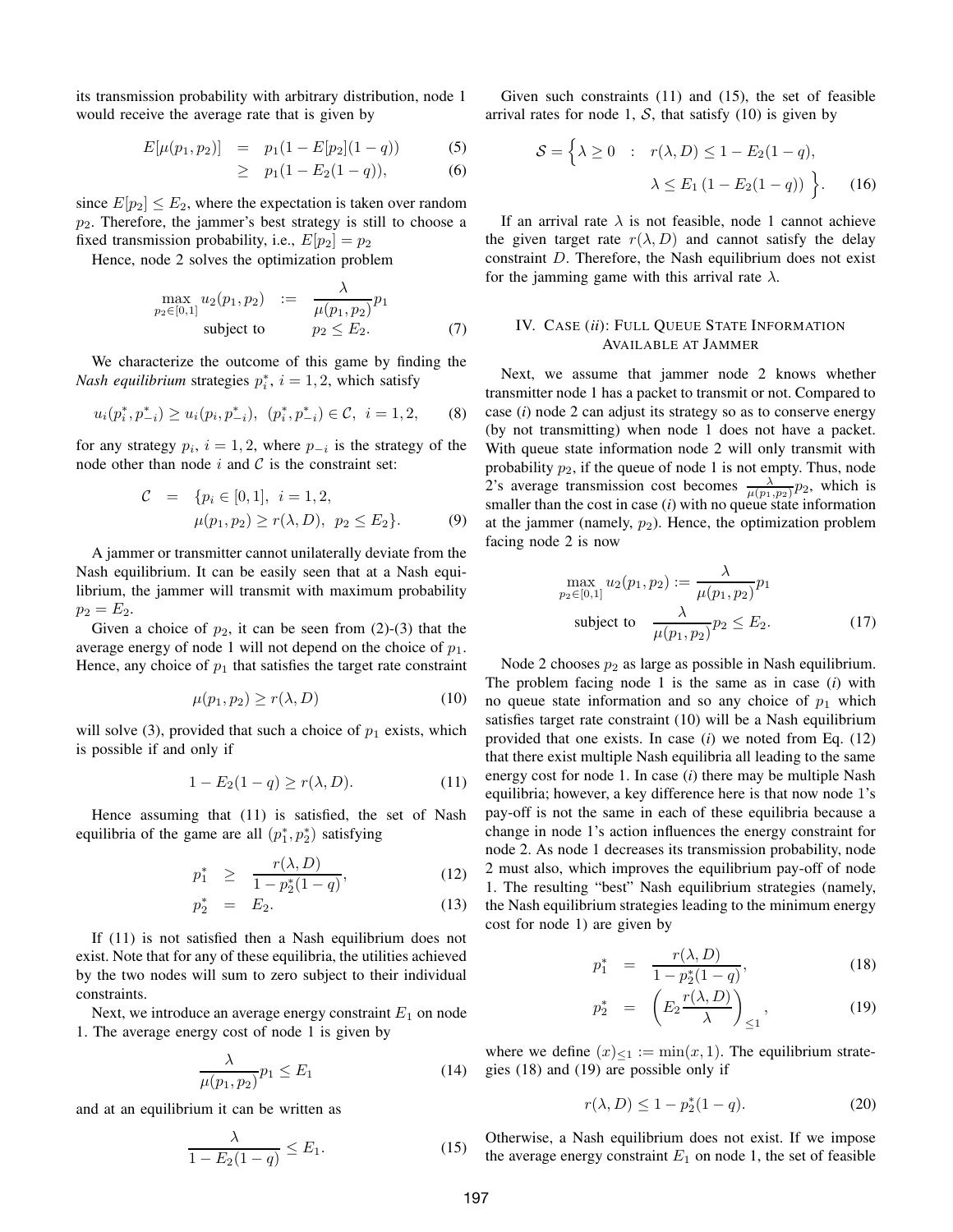its transmission probability with arbitrary distribution, node 1 would receive the average rate that is given by

$$E[\mu(p_1, p_2)] = p_1(1 - E[p_2](1-q)) \tag{5}$$
$$\geq p_1(1 - E_2(1-q)), \tag{6}$$

since $E[p_2] \leq E_2$, where the expectation is taken over random $p_2$. Therefore, the jammer's best strategy is still to choose a fixed transmission probability, i.e., $E[p_2] = p_2$

Hence, node 2 solves the optimization problem

$$\max_{p_2 \in [0,1]} u_2(p_1, p_2) := \frac{\lambda}{\mu(p_1, p_2)} p_1 \quad \text{subject to} \quad p_2 \leq E_2. \tag{7}$$

We characterize the outcome of this game by finding the *Nash equilibrium* strategies $p_i^*$, $i = 1, 2$, which satisfy

$$u_i(p_i^*, p_{-i}^*) \geq u_i(p_i, p_{-i}^*), \ (p_i^*, p_{-i}^*) \in \mathcal{C}, \ i = 1, 2, \tag{8}$$

for any strategy $p_i$, $i = 1, 2$, where $p_{-i}$ is the strategy of the node other than node $i$ and $\mathcal{C}$ is the constraint set:

$$\mathcal{C} = \{p_i \in [0,1], \ i = 1, 2, \ \mu(p_1, p_2) \geq r(\lambda, D), \ p_2 \leq E_2\}. \tag{9}$$

A jammer or transmitter cannot unilaterally deviate from the Nash equilibrium. It can be easily seen that at a Nash equilibrium, the jammer will transmit with maximum probability $p_2 = E_2$.

Given a choice of $p_2$, it can be seen from (2)-(3) that the average energy of node 1 will not depend on the choice of $p_1$. Hence, any choice of $p_1$ that satisfies the target rate constraint

$$\mu(p_1, p_2) \geq r(\lambda, D) \tag{10}$$

will solve (3), provided that such a choice of $p_1$ exists, which is possible if and only if

$$1 - E_2(1-q) \geq r(\lambda, D). \tag{11}$$

Hence assuming that (11) is satisfied, the set of Nash equilibria of the game are all $(p_1^*, p_2^*)$ satisfying

$$p_1^* \geq \frac{r(\lambda, D)}{1 - p_2^*(1-q)}, \tag{12}$$
$$p_2^* = E_2. \tag{13}$$

If (11) is not satisfied then a Nash equilibrium does not exist. Note that for any of these equilibria, the utilities achieved by the two nodes will sum to zero subject to their individual constraints.

Next, we introduce an average energy constraint $E_1$ on node 1. The average energy cost of node 1 is given by

$$\frac{\lambda}{\mu(p_1, p_2)} p_1 \leq E_1 \tag{14}$$

and at an equilibrium it can be written as

$$\frac{\lambda}{1 - E_2(1-q)} \leq E_1. \tag{15}$$

Given such constraints (11) and (15), the set of feasible arrival rates for node 1, $\mathcal{S}$, that satisfy (10) is given by

$$\mathcal{S} = \Big\{ \lambda \geq 0 \ : \ r(\lambda, D) \leq 1 - E_2(1-q), \ \lambda \leq E_1 \left(1 - E_2(1-q)\right) \Big\}. \tag{16}$$

If an arrival rate $\lambda$ is not feasible, node 1 cannot achieve the given target rate $r(\lambda, D)$ and cannot satisfy the delay constraint $D$. Therefore, the Nash equilibrium does not exist for the jamming game with this arrival rate $\lambda$.

## IV. Case (*ii*): Full Queue State Information Available at Jammer

Next, we assume that jammer node 2 knows whether transmitter node 1 has a packet to transmit or not. Compared to case (*i*) node 2 can adjust its strategy so as to conserve energy (by not transmitting) when node 1 does not have a packet. With queue state information node 2 will only transmit with probability $p_2$, if the queue of node 1 is not empty. Thus, node 2's average transmission cost becomes $\frac{\lambda}{\mu(p_1,p_2)} p_2$, which is smaller than the cost in case (*i*) with no queue state information at the jammer (namely, $p_2$). Hence, the optimization problem facing node 2 is now

$$\max_{p_2 \in [0,1]} u_2(p_1, p_2) := \frac{\lambda}{\mu(p_1, p_2)} p_1 \quad \text{subject to} \quad \frac{\lambda}{\mu(p_1, p_2)} p_2 \leq E_2. \tag{17}$$

Node 2 chooses $p_2$ as large as possible in Nash equilibrium. The problem facing node 1 is the same as in case (*i*) with no queue state information and so any choice of $p_1$ which satisfies target rate constraint (10) will be a Nash equilibrium provided that one exists. In case (*i*) we noted from Eq. (12) that there exist multiple Nash equilibria all leading to the same energy cost for node 1. In case (*i*) there may be multiple Nash equilibria; however, a key difference here is that now node 1's pay-off is not the same in each of these equilibria because a change in node 1's action influences the energy constraint for node 2. As node 1 decreases its transmission probability, node 2 must also, which improves the equilibrium pay-off of node 1. The resulting "best" Nash equilibrium strategies (namely, the Nash equilibrium strategies leading to the minimum energy cost for node 1) are given by

$$p_1^* = \frac{r(\lambda, D)}{1 - p_2^*(1-q)}, \tag{18}$$
$$p_2^* = \left( E_2 \frac{r(\lambda, D)}{\lambda} \right)_{\leq 1}, \tag{19}$$

where we define $(x)_{\leq 1} := \min(x, 1)$. The equilibrium strategies (18) and (19) are possible only if

$$r(\lambda, D) \leq 1 - p_2^*(1-q). \tag{20}$$

Otherwise, a Nash equilibrium does not exist. If we impose the average energy constraint $E_1$ on node 1, the set of feasible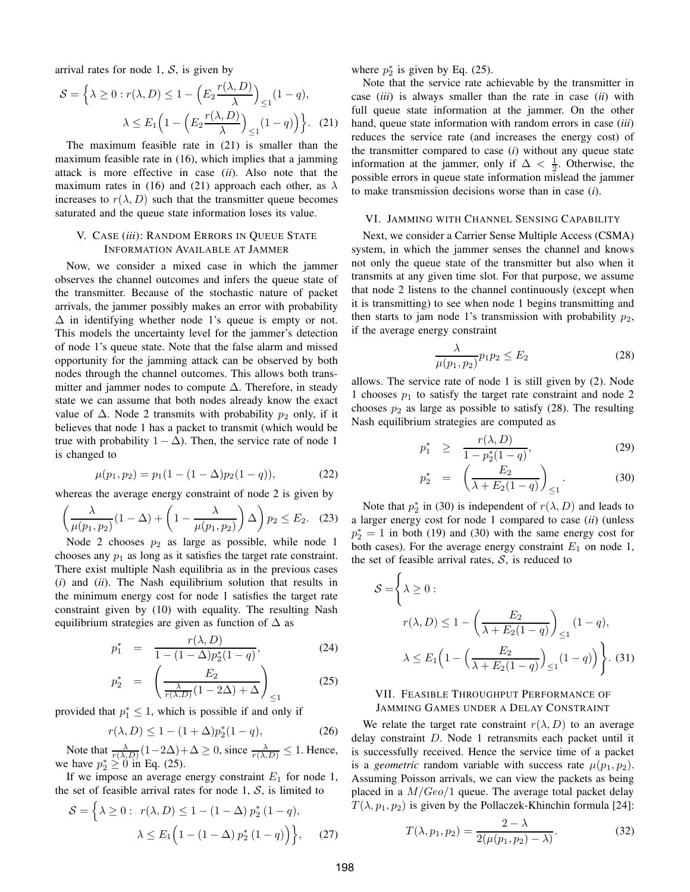arrival rates for node 1, $\mathcal{S}$, is given by

$$\mathcal{S} = \Big\{ \lambda \geq 0 : r(\lambda, D) \leq 1 - \Big( E_2 \frac{r(\lambda, D)}{\lambda} \Big)_{\leq 1} (1-q), \\ \lambda \leq E_1 \Big( 1 - \Big( E_2 \frac{r(\lambda, D)}{\lambda} \Big)_{\leq 1} (1-q) \Big) \Big\}. \quad (21)$$

The maximum feasible rate in (21) is smaller than the maximum feasible rate in (16), which implies that a jamming attack is more effective in case (*ii*). Also note that the maximum rates in (16) and (21) approach each other, as $\lambda$ increases to $r(\lambda, D)$ such that the transmitter queue becomes saturated and the queue state information loses its value.

## V. Case (*iii*): Random Errors in Queue State Information Available at Jammer

Now, we consider a mixed case in which the jammer observes the channel outcomes and infers the queue state of the transmitter. Because of the stochastic nature of packet arrivals, the jammer possibly makes an error with probability $\Delta$ in identifying whether node 1's queue is empty or not. This models the uncertainty level for the jammer's detection of node 1's queue state. Note that the false alarm and missed opportunity for the jamming attack can be observed by both nodes through the channel outcomes. This allows both transmitter and jammer nodes to compute $\Delta$. Therefore, in steady state we can assume that both nodes already know the exact value of $\Delta$. Node 2 transmits with probability $p_2$ only, if it believes that node 1 has a packet to transmit (which would be true with probability $1 - \Delta$). Then, the service rate of node 1 is changed to

$$\mu(p_1, p_2) = p_1(1 - (1-\Delta)p_2(1-q)), \quad (22)$$

whereas the average energy constraint of node 2 is given by

$$\left( \frac{\lambda}{\mu(p_1, p_2)}(1-\Delta) + \left( 1 - \frac{\lambda}{\mu(p_1, p_2)} \right) \Delta \right) p_2 \leq E_2. \quad (23)$$

Node 2 chooses $p_2$ as large as possible, while node 1 chooses any $p_1$ as long as it satisfies the target rate constraint. There exist multiple Nash equilibria as in the previous cases (*i*) and (*ii*). The Nash equilibrium solution that results in the minimum energy cost for node 1 satisfies the target rate constraint given by (10) with equality. The resulting Nash equilibrium strategies are given as function of $\Delta$ as

$$p_1^* = \frac{r(\lambda, D)}{1 - (1-\Delta)p_2^*(1-q)}, \quad (24)$$

$$p_2^* = \left( \frac{E_2}{\frac{\lambda}{r(\lambda, D)}(1 - 2\Delta) + \Delta} \right)_{\leq 1} \quad (25)$$

provided that $p_1^* \leq 1$, which is possible if and only if

$$r(\lambda, D) \leq 1 - (1+\Delta)p_2^*(1-q), \quad (26)$$

Note that $\frac{\lambda}{r(\lambda, D)}(1-2\Delta) + \Delta \geq 0$, since $\frac{\lambda}{r(\lambda, D)} \leq 1$. Hence, we have $p_2^* \geq 0$ in Eq. (25).

If we impose an average energy constraint $E_1$ for node 1, the set of feasible arrival rates for node 1, $\mathcal{S}$, is limited to

$$\mathcal{S} = \Big\{ \lambda \geq 0 : \; r(\lambda, D) \leq 1 - (1-\Delta)\, p_2^* \,(1-q), \\ \lambda \leq E_1 \Big( 1 - (1-\Delta)\, p_2^* \,(1-q) \Big) \Big\}, \quad (27)$$

where $p_2^*$ is given by Eq. (25).

Note that the service rate achievable by the transmitter in case (*iii*) is always smaller than the rate in case (*ii*) with full queue state information at the jammer. On the other hand, queue state information with random errors in case (*iii*) reduces the service rate (and increases the energy cost) of the transmitter compared to case (*i*) without any queue state information at the jammer, only if $\Delta < \frac{1}{2}$. Otherwise, the possible errors in queue state information mislead the jammer to make transmission decisions worse than in case (*i*).

## VI. Jamming with Channel Sensing Capability

Next, we consider a Carrier Sense Multiple Access (CSMA) system, in which the jammer senses the channel and knows not only the queue state of the transmitter but also when it transmits at any given time slot. For that purpose, we assume that node 2 listens to the channel continuously (except when it is transmitting) to see when node 1 begins transmitting and then starts to jam node 1's transmission with probability $p_2$, if the average energy constraint

$$\frac{\lambda}{\mu(p_1, p_2)} p_1 p_2 \leq E_2 \quad (28)$$

allows. The service rate of node 1 is still given by (2). Node 1 chooses $p_1$ to satisfy the target rate constraint and node 2 chooses $p_2$ as large as possible to satisfy (28). The resulting Nash equilibrium strategies are computed as

$$p_1^* \geq \frac{r(\lambda, D)}{1 - p_2^*(1-q)}, \quad (29)$$

$$p_2^* = \left( \frac{E_2}{\lambda + E_2(1-q)} \right)_{\leq 1}. \quad (30)$$

Note that $p_2^*$ in (30) is independent of $r(\lambda, D)$ and leads to a larger energy cost for node 1 compared to case (*ii*) (unless $p_2^* = 1$ in both (19) and (30) with the same energy cost for both cases). For the average energy constraint $E_1$ on node 1, the set of feasible arrival rates, $\mathcal{S}$, is reduced to

$$\mathcal{S} = \Bigg\{ \lambda \geq 0 : \\ r(\lambda, D) \leq 1 - \left( \frac{E_2}{\lambda + E_2(1-q)} \right)_{\leq 1} (1-q), \\ \lambda \leq E_1 \Big( 1 - \Big( \frac{E_2}{\lambda + E_2(1-q)} \Big)_{\leq 1} (1-q) \Big) \Bigg\}. \quad (31)$$

## VII. Feasible Throughput Performance of Jamming Games under a Delay Constraint

We relate the target rate constraint $r(\lambda, D)$ to an average delay constraint $D$. Node 1 retransmits each packet until it is successfully received. Hence the service time of a packet is a *geometric* random variable with success rate $\mu(p_1, p_2)$. Assuming Poisson arrivals, we can view the packets as being placed in a $M/Geo/1$ queue. The average total packet delay $T(\lambda, p_1, p_2)$ is given by the Pollaczek-Khinchin formula [24]:

$$T(\lambda, p_1, p_2) = \frac{2 - \lambda}{2(\mu(p_1, p_2) - \lambda)}. \quad (32)$$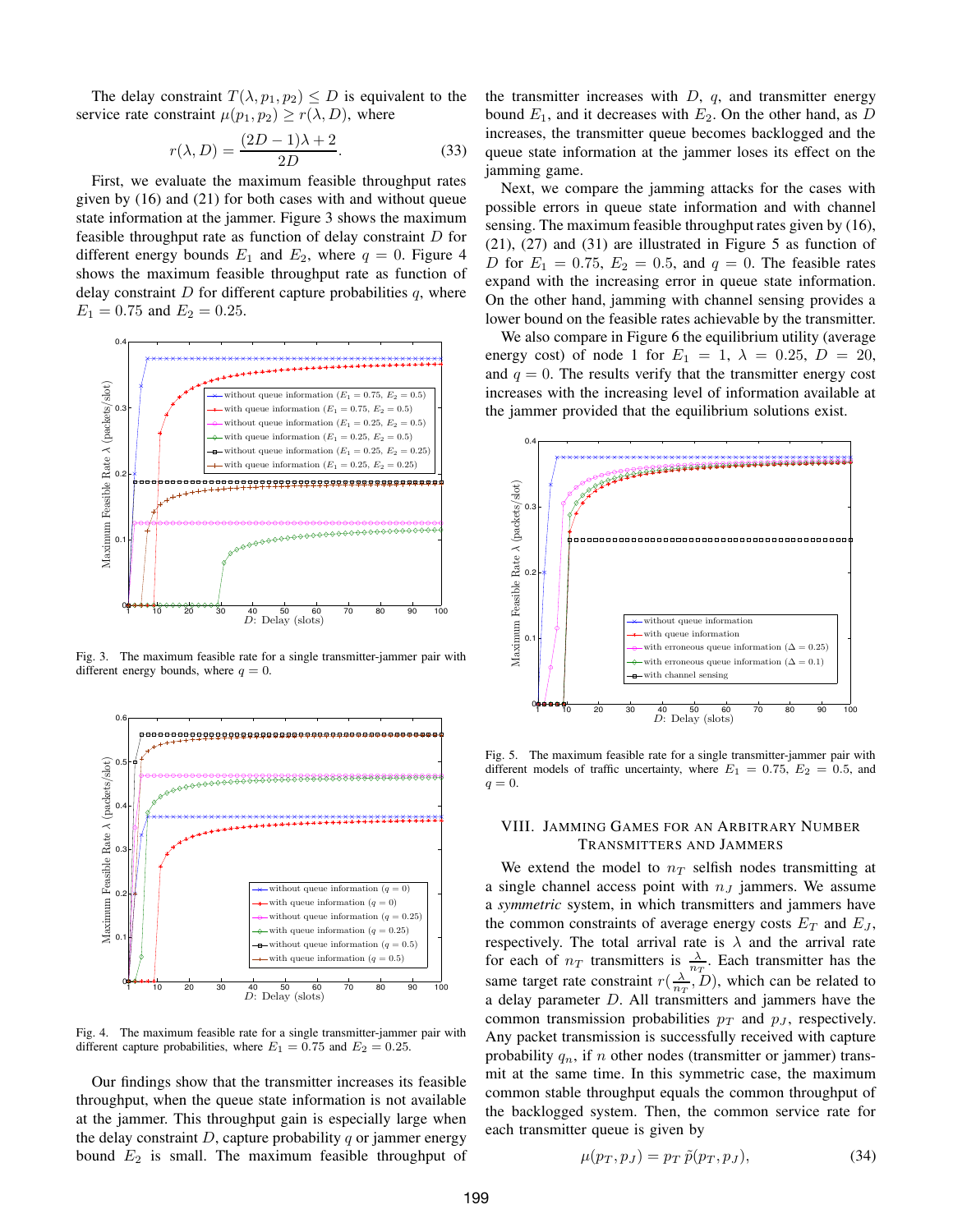The delay constraint $T(\lambda, p_1, p_2) \leq D$ is equivalent to the service rate constraint $\mu(p_1, p_2) \geq r(\lambda, D)$, where

$$r(\lambda, D) = \frac{(2D-1)\lambda + 2}{2D}. \tag{33}$$

First, we evaluate the maximum feasible throughput rates given by (16) and (21) for both cases with and without queue state information at the jammer. Figure 3 shows the maximum feasible throughput rate as function of delay constraint $D$ for different energy bounds $E_1$ and $E_2$, where $q = 0$. Figure 4 shows the maximum feasible throughput rate as function of delay constraint $D$ for different capture probabilities $q$, where $E_1 = 0.75$ and $E_2 = 0.25$.

Fig. 3. The maximum feasible rate for a single transmitter-jammer pair with different energy bounds, where $q = 0$.

Fig. 4. The maximum feasible rate for a single transmitter-jammer pair with different capture probabilities, where $E_1 = 0.75$ and $E_2 = 0.25$.

Our findings show that the transmitter increases its feasible throughput, when the queue state information is not available at the jammer. This throughput gain is especially large when the delay constraint $D$, capture probability $q$ or jammer energy bound $E_2$ is small. The maximum feasible throughput of the transmitter increases with $D$, $q$, and transmitter energy bound $E_1$, and it decreases with $E_2$. On the other hand, as $D$ increases, the transmitter queue becomes backlogged and the queue state information at the jammer loses its effect on the jamming game.

Next, we compare the jamming attacks for the cases with possible errors in queue state information and with channel sensing. The maximum feasible throughput rates given by (16), (21), (27) and (31) are illustrated in Figure 5 as function of $D$ for $E_1 = 0.75$, $E_2 = 0.5$, and $q = 0$. The feasible rates expand with the increasing error in queue state information. On the other hand, jamming with channel sensing provides a lower bound on the feasible rates achievable by the transmitter.

We also compare in Figure 6 the equilibrium utility (average energy cost) of node 1 for $E_1 = 1$, $\lambda = 0.25$, $D = 20$, and $q = 0$. The results verify that the transmitter energy cost increases with the increasing level of information available at the jammer provided that the equilibrium solutions exist.

Fig. 5. The maximum feasible rate for a single transmitter-jammer pair with different models of traffic uncertainty, where $E_1 = 0.75$, $E_2 = 0.5$, and $q = 0$.

## VIII. Jamming Games for an Arbitrary Number Transmitters and Jammers

We extend the model to $n_T$ selfish nodes transmitting at a single channel access point with $n_J$ jammers. We assume a *symmetric* system, in which transmitters and jammers have the common constraints of average energy costs $E_T$ and $E_J$, respectively. The total arrival rate is $\lambda$ and the arrival rate for each of $n_T$ transmitters is $\frac{\lambda}{n_T}$. Each transmitter has the same target rate constraint $r(\frac{\lambda}{n_T}, D)$, which can be related to a delay parameter $D$. All transmitters and jammers have the common transmission probabilities $p_T$ and $p_J$, respectively. Any packet transmission is successfully received with capture probability $q_n$, if $n$ other nodes (transmitter or jammer) transmit at the same time. In this symmetric case, the maximum common stable throughput equals the common throughput of the backlogged system. Then, the common service rate for each transmitter queue is given by

$$\mu(p_T, p_J) = p_T \, \tilde{p}(p_T, p_J), \tag{34}$$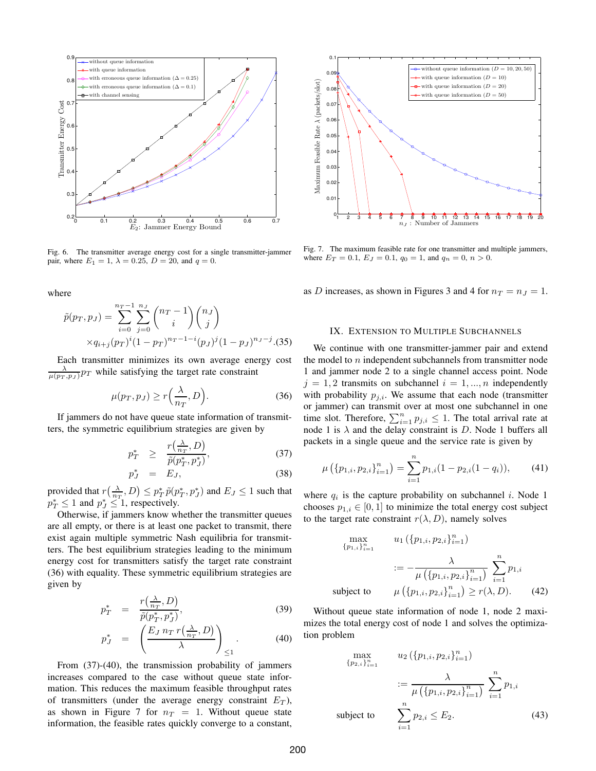Fig. 6. The transmitter average energy cost for a single transmitter-jammer pair, where $E_1 = 1$, $\lambda = 0.25$, $D = 20$, and $q = 0$.

Fig. 7. The maximum feasible rate for one transmitter and multiple jammers, where $E_T = 0.1$, $E_J = 0.1$, $q_0 = 1$, and $q_n = 0$, $n > 0$.

where

$$\tilde{p}(p_T, p_J) = \sum_{i=0}^{n_T-1} \sum_{j=0}^{n_J} \binom{n_T-1}{i} \binom{n_J}{j} \times q_{i+j}(p_T)^i (1-p_T)^{n_T-1-i} (p_J)^j (1-p_J)^{n_J-j}. \quad (35)$$

Each transmitter minimizes its own average energy cost $\frac{\lambda}{\mu(p_T,p_J)} p_T$ while satisfying the target rate constraint

$$\mu(p_T, p_J) \geq r\Big(\frac{\lambda}{n_T}, D\Big). \quad (36)$$

If jammers do not have queue state information of transmitters, the symmetric equilibrium strategies are given by

$$p_T^* \geq \frac{r\big(\frac{\lambda}{n_T}, D\big)}{\tilde{p}(p_T^*, p_J^*)}, \quad (37)$$

$$p_J^* = E_J, \quad (38)$$

provided that $r\big(\frac{\lambda}{n_T}, D\big) \leq p_T^* \tilde{p}(p_T^*, p_J^*)$ and $E_J \leq 1$ such that $p_T^* \leq 1$ and $p_J^* \leq 1$, respectively.

Otherwise, if jammers know whether the transmitter queues are all empty, or there is at least one packet to transmit, there exist again multiple symmetric Nash equilibria for transmitters. The best equilibrium strategies leading to the minimum energy cost for transmitters satisfy the target rate constraint (36) with equality. These symmetric equilibrium strategies are given by

$$p_T^* = \frac{r\big(\frac{\lambda}{n_T}, D\big)}{\tilde{p}(p_T^*, p_J^*)}, \quad (39)$$

$$p_J^* = \left(\frac{E_J \, n_T \, r\big(\frac{\lambda}{n_T}, D\big)}{\lambda}\right)_{\leq 1}. \quad (40)$$

From (37)-(40), the transmission probability of jammers increases compared to the case without queue state information. This reduces the maximum feasible throughput rates of transmitters (under the average energy constraint $E_T$), as shown in Figure 7 for $n_T = 1$. Without queue state information, the feasible rates quickly converge to a constant, as $D$ increases, as shown in Figures 3 and 4 for $n_T = n_J = 1$.

## IX. Extension to Multiple Subchannels

We continue with one transmitter-jammer pair and extend the model to $n$ independent subchannels from transmitter node 1 and jammer node 2 to a single channel access point. Node $j = 1, 2$ transmits on subchannel $i = 1, ..., n$ independently with probability $p_{j,i}$. We assume that each node (transmitter or jammer) can transmit over at most one subchannel in one time slot. Therefore, $\sum_{i=1}^{n} p_{j,i} \leq 1$. The total arrival rate at node 1 is $\lambda$ and the delay constraint is $D$. Node 1 buffers all packets in a single queue and the service rate is given by

$$\mu\left(\{p_{1,i}, p_{2,i}\}_{i=1}^n\right) = \sum_{i=1}^{n} p_{1,i}(1 - p_{2,i}(1 - q_i)), \quad (41)$$

where $q_i$ is the capture probability on subchannel $i$. Node 1 chooses $p_{1,i} \in [0, 1]$ to minimize the total energy cost subject to the target rate constraint $r(\lambda, D)$, namely solves

$$\max_{\{p_{1,i}\}_{i=1}^n} \quad u_1\left(\{p_{1,i}, p_{2,i}\}_{i=1}^n\right) := -\frac{\lambda}{\mu\left(\{p_{1,i}, p_{2,i}\}_{i=1}^n\right)} \sum_{i=1}^{n} p_{1,i}$$
$$\text{subject to} \quad \mu\left(\{p_{1,i}, p_{2,i}\}_{i=1}^n\right) \geq r(\lambda, D). \quad (42)$$

Without queue state information of node 1, node 2 maximizes the total energy cost of node 1 and solves the optimization problem

$$\max_{\{p_{2,i}\}_{i=1}^n} \quad u_2\left(\{p_{1,i}, p_{2,i}\}_{i=1}^n\right) := \frac{\lambda}{\mu\left(\{p_{1,i}, p_{2,i}\}_{i=1}^n\right)} \sum_{i=1}^{n} p_{1,i}$$
$$\text{subject to} \quad \sum_{i=1}^{n} p_{2,i} \leq E_2. \quad (43)$$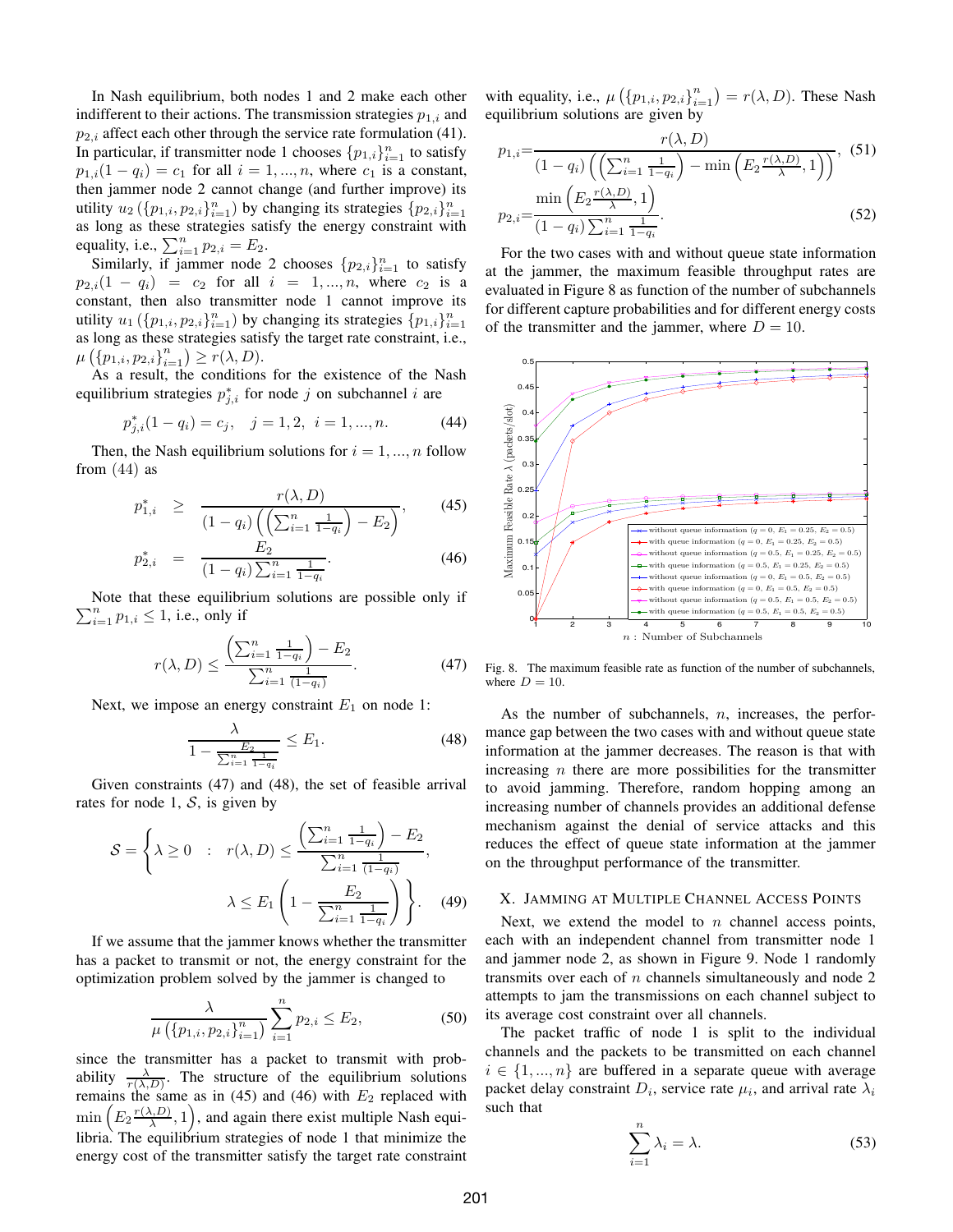In Nash equilibrium, both nodes 1 and 2 make each other indifferent to their actions. The transmission strategies $p_{1,i}$ and $p_{2,i}$ affect each other through the service rate formulation (41). In particular, if transmitter node 1 chooses $\{p_{1,i}\}_{i=1}^n$ to satisfy $p_{1,i}(1-q_i) = c_1$ for all $i = 1, ..., n$, where $c_1$ is a constant, then jammer node 2 cannot change (and further improve) its utility $u_2\left(\{p_{1,i}, p_{2,i}\}_{i=1}^n\right)$ by changing its strategies $\{p_{2,i}\}_{i=1}^n$ as long as these strategies satisfy the energy constraint with equality, i.e., $\sum_{i=1}^n p_{2,i} = E_2$.

Similarly, if jammer node 2 chooses $\{p_{2,i}\}_{i=1}^n$ to satisfy $p_{2,i}(1-q_i) = c_2$ for all $i = 1, ..., n$, where $c_2$ is a constant, then also transmitter node 1 cannot improve its utility $u_1\left(\{p_{1,i}, p_{2,i}\}_{i=1}^n\right)$ by changing its strategies $\{p_{1,i}\}_{i=1}^n$ as long as these strategies satisfy the target rate constraint, i.e., $\mu\left(\{p_{1,i}, p_{2,i}\}_{i=1}^n\right) \geq r(\lambda, D)$.

As a result, the conditions for the existence of the Nash equilibrium strategies $p_{j,i}^*$ for node $j$ on subchannel $i$ are

$$p_{j,i}^*(1-q_i) = c_j, \quad j = 1, 2, \ \ i = 1, ..., n. \tag{44}$$

Then, the Nash equilibrium solutions for $i = 1, ..., n$ follow from (44) as

$$p_{1,i}^* \geq \frac{r(\lambda, D)}{(1-q_i)\left(\left(\sum_{i=1}^n \frac{1}{1-q_i}\right) - E_2\right)}, \tag{45}$$

$$p_{2,i}^* = \frac{E_2}{(1-q_i)\sum_{i=1}^n \frac{1}{1-q_i}}. \tag{46}$$

Note that these equilibrium solutions are possible only if $\sum_{i=1}^n p_{1,i} \leq 1$, i.e., only if

$$r(\lambda, D) \leq \frac{\left(\sum_{i=1}^n \frac{1}{1-q_i}\right) - E_2}{\sum_{i=1}^n \frac{1}{(1-q_i)}}. \tag{47}$$

Next, we impose an energy constraint $E_1$ on node 1:

$$\frac{\lambda}{1 - \frac{E_2}{\sum_{i=1}^n \frac{1}{1-q_i}}} \leq E_1. \tag{48}$$

Given constraints (47) and (48), the set of feasible arrival rates for node 1, $\mathcal{S}$, is given by

$$\mathcal{S} = \left\{ \lambda \geq 0 \ \ : \ \ r(\lambda, D) \leq \frac{\left(\sum_{i=1}^n \frac{1}{1-q_i}\right) - E_2}{\sum_{i=1}^n \frac{1}{(1-q_i)}}, \right.$$
$$\left. \lambda \leq E_1 \left(1 - \frac{E_2}{\sum_{i=1}^n \frac{1}{1-q_i}}\right) \right\}. \tag{49}$$

If we assume that the jammer knows whether the transmitter has a packet to transmit or not, the energy constraint for the optimization problem solved by the jammer is changed to

$$\frac{\lambda}{\mu\left(\{p_{1,i}, p_{2,i}\}_{i=1}^n\right)} \sum_{i=1}^n p_{2,i} \leq E_2, \tag{50}$$

since the transmitter has a packet to transmit with probability $\frac{\lambda}{r(\lambda,D)}$. The structure of the equilibrium solutions remains the same as in (45) and (46) with $E_2$ replaced with $\min\left(E_2 \frac{r(\lambda,D)}{\lambda}, 1\right)$, and again there exist multiple Nash equilibria. The equilibrium strategies of node 1 that minimize the energy cost of the transmitter satisfy the target rate constraint with equality, i.e., $\mu\left(\{p_{1,i}, p_{2,i}\}_{i=1}^n\right) = r(\lambda, D)$. These Nash equilibrium solutions are given by

$$p_{1,i} = \frac{r(\lambda, D)}{(1-q_i)\left(\left(\sum_{i=1}^n \frac{1}{1-q_i}\right) - \min\left(E_2 \frac{r(\lambda,D)}{\lambda}, 1\right)\right)}, \tag{51}$$

$$p_{2,i} = \frac{\min\left(E_2 \frac{r(\lambda,D)}{\lambda}, 1\right)}{(1-q_i)\sum_{i=1}^n \frac{1}{1-q_i}}. \tag{52}$$

For the two cases with and without queue state information at the jammer, the maximum feasible throughput rates are evaluated in Figure 8 as function of the number of subchannels for different capture probabilities and for different energy costs of the transmitter and the jammer, where $D = 10$.

Fig. 8. The maximum feasible rate as function of the number of subchannels, where $D = 10$.

As the number of subchannels, $n$, increases, the performance gap between the two cases with and without queue state information at the jammer decreases. The reason is that with increasing $n$ there are more possibilities for the transmitter to avoid jamming. Therefore, random hopping among an increasing number of channels provides an additional defense mechanism against the denial of service attacks and this reduces the effect of queue state information at the jammer on the throughput performance of the transmitter.

## X. Jamming at Multiple Channel Access Points

Next, we extend the model to $n$ channel access points, each with an independent channel from transmitter node 1 and jammer node 2, as shown in Figure 9. Node 1 randomly transmits over each of $n$ channels simultaneously and node 2 attempts to jam the transmissions on each channel subject to its average cost constraint over all channels.

The packet traffic of node 1 is split to the individual channels and the packets to be transmitted on each channel $i \in \{1, ..., n\}$ are buffered in a separate queue with average packet delay constraint $D_i$, service rate $\mu_i$, and arrival rate $\lambda_i$ such that

$$\sum_{i=1}^n \lambda_i = \lambda. \tag{53}$$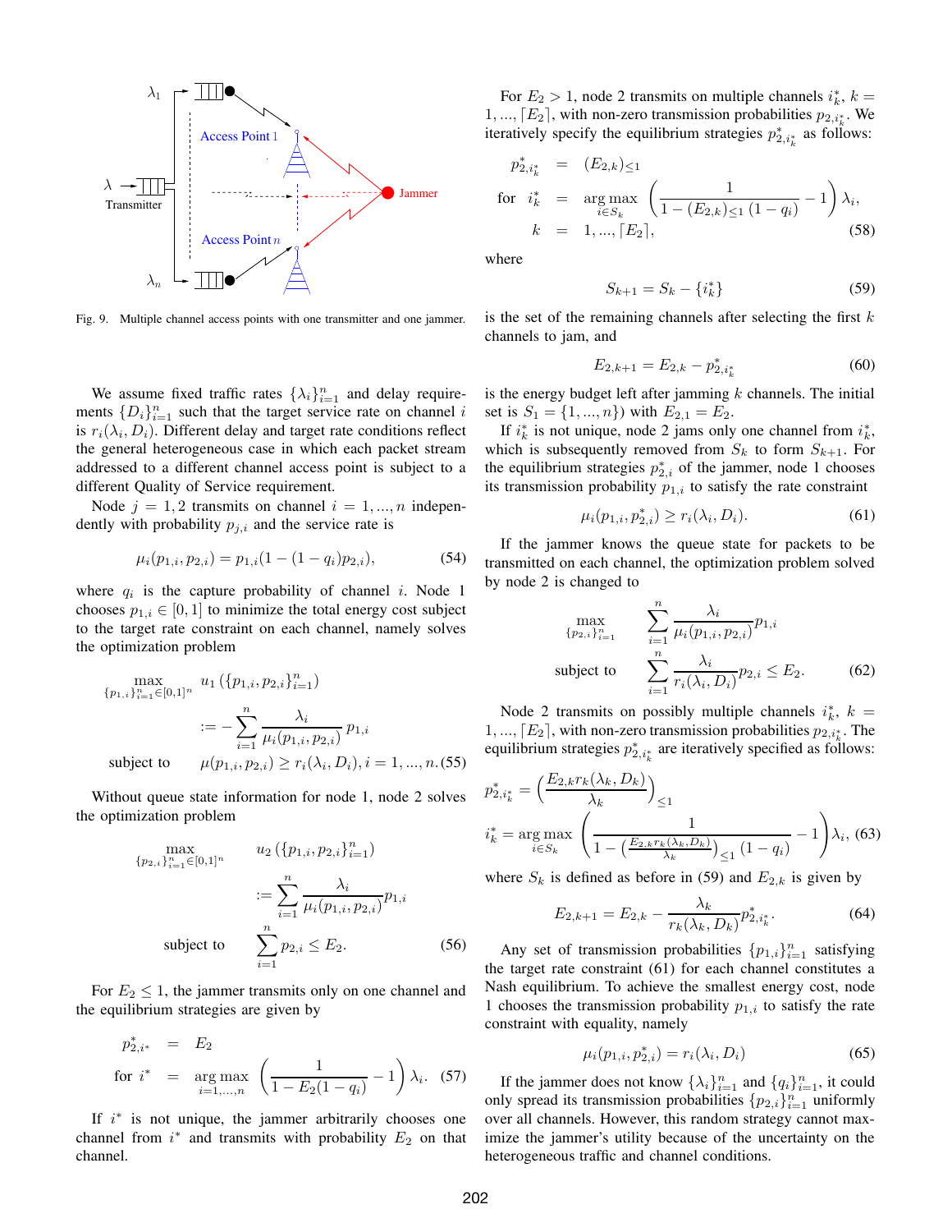Fig. 9. Multiple channel access points with one transmitter and one jammer.

We assume fixed traffic rates $\{\lambda_i\}_{i=1}^n$ and delay requirements $\{D_i\}_{i=1}^n$ such that the target service rate on channel $i$ is $r_i(\lambda_i, D_i)$. Different delay and target rate conditions reflect the general heterogeneous case in which each packet stream addressed to a different channel access point is subject to a different Quality of Service requirement.

Node $j = 1, 2$ transmits on channel $i = 1, ..., n$ independently with probability $p_{j,i}$ and the service rate is

$$\mu_i(p_{1,i}, p_{2,i}) = p_{1,i}(1 - (1 - q_i)p_{2,i}), \tag{54}$$

where $q_i$ is the capture probability of channel $i$. Node 1 chooses $p_{1,i} \in [0, 1]$ to minimize the total energy cost subject to the target rate constraint on each channel, namely solves the optimization problem

$$\begin{aligned} \max_{\{p_{1,i}\}_{i=1}^n \in [0,1]^n} \quad & u_1\left(\{p_{1,i}, p_{2,i}\}_{i=1}^n\right) \\ & := -\sum_{i=1}^n \frac{\lambda_i}{\mu_i(p_{1,i}, p_{2,i})} p_{1,i} \\ \text{subject to} \quad & \mu(p_{1,i}, p_{2,i}) \geq r_i(\lambda_i, D_i), i = 1, ..., n. \end{aligned} \tag{55}$$

Without queue state information for node 1, node 2 solves the optimization problem

$$\begin{aligned} \max_{\{p_{2,i}\}_{i=1}^n \in [0,1]^n} \quad & u_2\left(\{p_{1,i}, p_{2,i}\}_{i=1}^n\right) \\ & := \sum_{i=1}^n \frac{\lambda_i}{\mu_i(p_{1,i}, p_{2,i})} p_{1,i} \\ \text{subject to} \quad & \sum_{i=1}^n p_{2,i} \leq E_2. \end{aligned} \tag{56}$$

For $E_2 \leq 1$, the jammer transmits only on one channel and the equilibrium strategies are given by

$$\begin{aligned} p_{2,i^*}^* &= E_2 \\ \text{for } i^* &= \arg\max_{i=1,...,n} \left( \frac{1}{1 - E_2(1 - q_i)} - 1 \right) \lambda_i. \end{aligned} \tag{57}$$

If $i^*$ is not unique, the jammer arbitrarily chooses one channel from $i^*$ and transmits with probability $E_2$ on that channel.

For $E_2 > 1$, node 2 transmits on multiple channels $i_k^*$, $k = 1, ..., \lceil E_2 \rceil$, with non-zero transmission probabilities $p_{2,i_k^*}$. We iteratively specify the equilibrium strategies $p_{2,i_k^*}^*$ as follows:

$$\begin{aligned} p_{2,i_k^*}^* &= (E_{2,k})_{\leq 1} \\ \text{for } i_k^* &= \arg\max_{i \in S_k} \left( \frac{1}{1 - (E_{2,k})_{\leq 1}(1 - q_i)} - 1 \right) \lambda_i, \\ k &= 1, ..., \lceil E_2 \rceil, \end{aligned} \tag{58}$$

where

$$S_{k+1} = S_k - \{i_k^*\} \tag{59}$$

is the set of the remaining channels after selecting the first $k$ channels to jam, and

$$E_{2,k+1} = E_{2,k} - p_{2,i_k^*}^* \tag{60}$$

is the energy budget left after jamming $k$ channels. The initial set is $S_1 = \{1, ..., n\}$) with $E_{2,1} = E_2$.

If $i_k^*$ is not unique, node 2 jams only one channel from $i_k^*$, which is subsequently removed from $S_k$ to form $S_{k+1}$. For the equilibrium strategies $p_{2,i}^*$ of the jammer, node 1 chooses its transmission probability $p_{1,i}$ to satisfy the rate constraint

$$\mu_i(p_{1,i}, p_{2,i}^*) \geq r_i(\lambda_i, D_i). \tag{61}$$

If the jammer knows the queue state for packets to be transmitted on each channel, the optimization problem solved by node 2 is changed to

$$\begin{aligned} \max_{\{p_{2,i}\}_{i=1}^n} \quad & \sum_{i=1}^n \frac{\lambda_i}{\mu_i(p_{1,i}, p_{2,i})} p_{1,i} \\ \text{subject to} \quad & \sum_{i=1}^n \frac{\lambda_i}{r_i(\lambda_i, D_i)} p_{2,i} \leq E_2. \end{aligned} \tag{62}$$

Node 2 transmits on possibly multiple channels $i_k^*$, $k = 1, ..., \lceil E_2 \rceil$, with non-zero transmission probabilities $p_{2,i_k^*}$. The equilibrium strategies $p_{2,i_k^*}^*$ are iteratively specified as follows:

$$\begin{aligned} p_{2,i_k^*}^* &= \left( \frac{E_{2,k} r_k(\lambda_k, D_k)}{\lambda_k} \right)_{\leq 1} \\ i_k^* &= \arg\max_{i \in S_k} \left( \frac{1}{1 - \left( \frac{E_{2,k} r_k(\lambda_k, D_k)}{\lambda_k} \right)_{\leq 1} (1 - q_i)} - 1 \right) \lambda_i, \end{aligned} \tag{63}$$

where $S_k$ is defined as before in (59) and $E_{2,k}$ is given by

$$E_{2,k+1} = E_{2,k} - \frac{\lambda_k}{r_k(\lambda_k, D_k)} p_{2,i_k^*}^*. \tag{64}$$

Any set of transmission probabilities $\{p_{1,i}\}_{i=1}^n$ satisfying the target rate constraint (61) for each channel constitutes a Nash equilibrium. To achieve the smallest energy cost, node 1 chooses the transmission probability $p_{1,i}$ to satisfy the rate constraint with equality, namely

$$\mu_i(p_{1,i}, p_{2,i}^*) = r_i(\lambda_i, D_i) \tag{65}$$

If the jammer does not know $\{\lambda_i\}_{i=1}^n$ and $\{q_i\}_{i=1}^n$, it could only spread its transmission probabilities $\{p_{2,i}\}_{i=1}^n$ uniformly over all channels. However, this random strategy cannot maximize the jammer's utility because of the uncertainty on the heterogeneous traffic and channel conditions.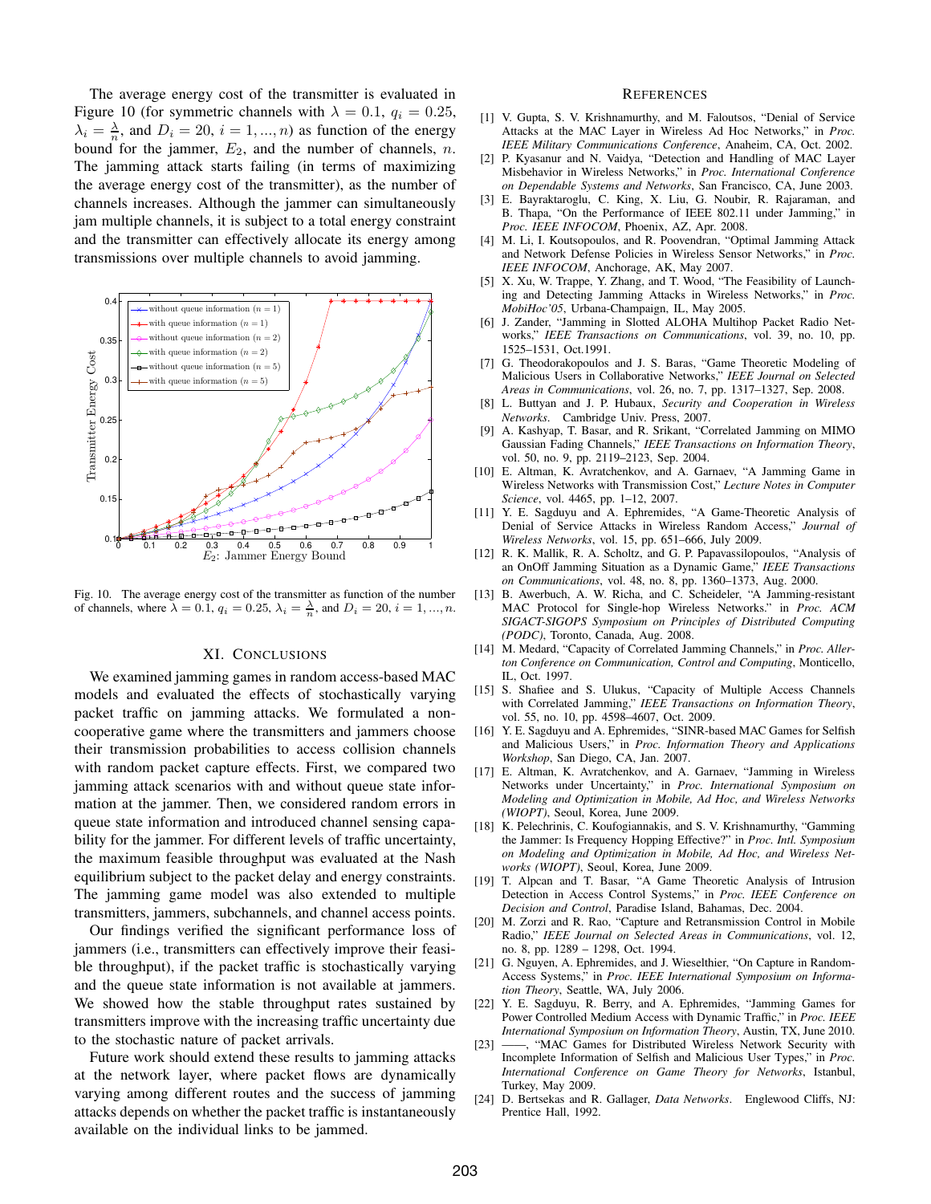The average energy cost of the transmitter is evaluated in Figure 10 (for symmetric channels with $\lambda = 0.1$, $q_i = 0.25$, $\lambda_i = \frac{\lambda}{n}$, and $D_i = 20$, $i = 1, ..., n$) as function of the energy bound for the jammer, $E_2$, and the number of channels, $n$. The jamming attack starts failing (in terms of maximizing the average energy cost of the transmitter), as the number of channels increases. Although the jammer can simultaneously jam multiple channels, it is subject to a total energy constraint and the transmitter can effectively allocate its energy among transmissions over multiple channels to avoid jamming.

without queue information ($n = 1$)
with queue information ($n = 1$)
without queue information ($n = 2$)
with queue information ($n = 2$)
without queue information ($n = 5$)
with queue information ($n = 5$)

Transmitter Energy Cost

0.1 0.15 0.2 0.25 0.3 0.35 0.4

0 0.1 0.2 0.3 0.4 0.5 0.6 0.7 0.8 0.9 1

$E_2$: Jammer Energy Bound

Fig. 10. The average energy cost of the transmitter as function of the number of channels, where $\lambda = 0.1$, $q_i = 0.25$, $\lambda_i = \frac{\lambda}{n}$, and $D_i = 20$, $i = 1, ..., n$.

## XI. Conclusions

We examined jamming games in random access-based MAC models and evaluated the effects of stochastically varying packet traffic on jamming attacks. We formulated a non-cooperative game where the transmitters and jammers choose their transmission probabilities to access collision channels with random packet capture effects. First, we compared two jamming attack scenarios with and without queue state information at the jammer. Then, we considered random errors in queue state information and introduced channel sensing capability for the jammer. For different levels of traffic uncertainty, the maximum feasible throughput was evaluated at the Nash equilibrium subject to the packet delay and energy constraints. The jamming game model was also extended to multiple transmitters, jammers, subchannels, and channel access points.

Our findings verified the significant performance loss of jammers (i.e., transmitters can effectively improve their feasible throughput), if the packet traffic is stochastically varying and the queue state information is not available at jammers. We showed how the stable throughput rates sustained by transmitters improve with the increasing traffic uncertainty due to the stochastic nature of packet arrivals.

Future work should extend these results to jamming attacks at the network layer, where packet flows are dynamically varying among different routes and the success of jamming attacks depends on whether the packet traffic is instantaneously available on the individual links to be jammed.

## References

[1] V. Gupta, S. V. Krishnamurthy, and M. Faloutsos, "Denial of Service Attacks at the MAC Layer in Wireless Ad Hoc Networks," in *Proc. IEEE Military Communications Conference*, Anaheim, CA, Oct. 2002.

[2] P. Kyasanur and N. Vaidya, "Detection and Handling of MAC Layer Misbehavior in Wireless Networks," in *Proc. International Conference on Dependable Systems and Networks*, San Francisco, CA, June 2003.

[3] E. Bayraktaroglu, C. King, X. Liu, G. Noubir, R. Rajaraman, and B. Thapa, "On the Performance of IEEE 802.11 under Jamming," in *Proc. IEEE INFOCOM*, Phoenix, AZ, Apr. 2008.

[4] M. Li, I. Koutsopoulos, and R. Poovendran, "Optimal Jamming Attack and Network Defense Policies in Wireless Sensor Networks," in *Proc. IEEE INFOCOM*, Anchorage, AK, May 2007.

[5] X. Xu, W. Trappe, Y. Zhang, and T. Wood, "The Feasibility of Launching and Detecting Jamming Attacks in Wireless Networks," in *Proc. MobiHoc'05*, Urbana-Champaign, IL, May 2005.

[6] J. Zander, "Jamming in Slotted ALOHA Multihop Packet Radio Networks," *IEEE Transactions on Communications*, vol. 39, no. 10, pp. 1525–1531, Oct.1991.

[7] G. Theodorakopoulos and J. S. Baras, "Game Theoretic Modeling of Malicious Users in Collaborative Networks," *IEEE Journal on Selected Areas in Communications*, vol. 26, no. 7, pp. 1317–1327, Sep. 2008.

[8] L. Buttyan and J. P. Hubaux, *Security and Cooperation in Wireless Networks*. Cambridge Univ. Press, 2007.

[9] A. Kashyap, T. Basar, and R. Srikant, "Correlated Jamming on MIMO Gaussian Fading Channels," *IEEE Transactions on Information Theory*, vol. 50, no. 9, pp. 2119–2123, Sep. 2004.

[10] E. Altman, K. Avratchenkov, and A. Garnaev, "A Jamming Game in Wireless Networks with Transmission Cost," *Lecture Notes in Computer Science*, vol. 4465, pp. 1–12, 2007.

[11] Y. E. Sagduyu and A. Ephremides, "A Game-Theoretic Analysis of Denial of Service Attacks in Wireless Random Access," *Journal of Wireless Networks*, vol. 15, pp. 651–666, July 2009.

[12] R. K. Mallik, R. A. Scholtz, and G. P. Papavassilopoulos, "Analysis of an OnOff Jamming Situation as a Dynamic Game," *IEEE Transactions on Communications*, vol. 48, no. 8, pp. 1360–1373, Aug. 2000.

[13] B. Awerbuch, A. W. Richa, and C. Scheideler, "A Jamming-resistant MAC Protocol for Single-hop Wireless Networks," in *Proc. ACM SIGACT-SIGOPS Symposium on Principles of Distributed Computing (PODC)*, Toronto, Canada, Aug. 2008.

[14] M. Medard, "Capacity of Correlated Jamming Channels," in *Proc. Allerton Conference on Communication, Control and Computing*, Monticello, IL, Oct. 1997.

[15] S. Shafiee and S. Ulukus, "Capacity of Multiple Access Channels with Correlated Jamming," *IEEE Transactions on Information Theory*, vol. 55, no. 10, pp. 4598–4607, Oct. 2009.

[16] Y. E. Sagduyu and A. Ephremides, "SINR-based MAC Games for Selfish and Malicious Users," in *Proc. Information Theory and Applications Workshop*, San Diego, CA, Jan. 2007.

[17] E. Altman, K. Avratchenkov, and A. Garnaev, "Jamming in Wireless Networks under Uncertainty," in *Proc. International Symposium on Modeling and Optimization in Mobile, Ad Hoc, and Wireless Networks (WIOPT)*, Seoul, Korea, June 2009.

[18] K. Pelechrinis, C. Koufogiannakis, and S. V. Krishnamurthy, "Gamming the Jammer: Is Frequency Hopping Effective?" in *Proc. Intl. Symposium on Modeling and Optimization in Mobile, Ad Hoc, and Wireless Networks (WIOPT)*, Seoul, Korea, June 2009.

[19] T. Alpcan and T. Basar, "A Game Theoretic Analysis of Intrusion Detection in Access Control Systems," in *Proc. IEEE Conference on Decision and Control*, Paradise Island, Bahamas, Dec. 2004.

[20] M. Zorzi and R. Rao, "Capture and Retransmission Control in Mobile Radio," *IEEE Journal on Selected Areas in Communications*, vol. 12, no. 8, pp. 1289 – 1298, Oct. 1994.

[21] G. Nguyen, A. Ephremides, and J. Wieselthier, "On Capture in Random-Access Systems," in *Proc. IEEE International Symposium on Information Theory*, Seattle, WA, July 2006.

[22] Y. E. Sagduyu, R. Berry, and A. Ephremides, "Jamming Games for Power Controlled Medium Access with Dynamic Traffic," in *Proc. IEEE International Symposium on Information Theory*, Austin, TX, June 2010.

[23] ——, "MAC Games for Distributed Wireless Network Security with Incomplete Information of Selfish and Malicious User Types," in *Proc. International Conference on Game Theory for Networks*, Istanbul, Turkey, May 2009.

[24] D. Bertsekas and R. Gallager, *Data Networks*. Englewood Cliffs, NJ: Prentice Hall, 1992.